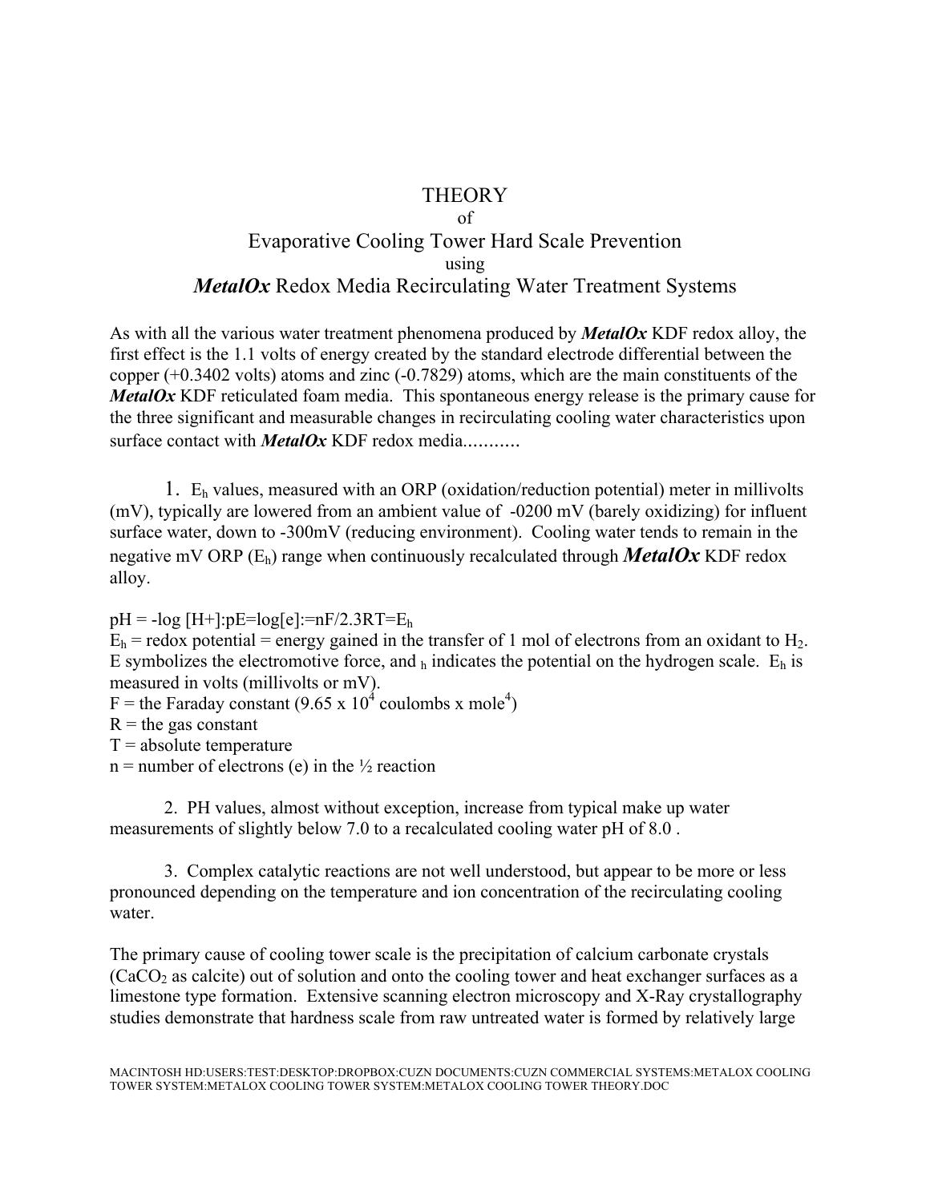# THEORY
of
## Evaporative Cooling Tower Hard Scale Prevention
using
## ***MetalOx*** Redox Media Recirculating Water Treatment Systems

As with all the various water treatment phenomena produced by ***MetalOx*** KDF redox alloy, the first effect is the 1.1 volts of energy created by the standard electrode differential between the copper (+0.3402 volts) atoms and zinc (-0.7829) atoms, which are the main constituents of the ***MetalOx*** KDF reticulated foam media. This spontaneous energy release is the primary cause for the three significant and measurable changes in recirculating cooling water characteristics upon surface contact with ***MetalOx*** KDF redox media...........

1. $E_h$ values, measured with an ORP (oxidation/reduction potential) meter in millivolts (mV), typically are lowered from an ambient value of -0200 mV (barely oxidizing) for influent surface water, down to -300mV (reducing environment). Cooling water tends to remain in the negative mV ORP ($E_h$) range when continuously recalculated through ***MetalOx*** KDF redox alloy.

$pH = -\log [H+]:pE=\log[e]:=nF/2.3RT=E_h$

$E_h$ = redox potential = energy gained in the transfer of 1 mol of electrons from an oxidant to $H_2$. E symbolizes the electromotive force, and $_h$ indicates the potential on the hydrogen scale. $E_h$ is measured in volts (millivolts or mV).

F = the Faraday constant ($9.65 \times 10^4$ coulombs x mole$^4$)

R = the gas constant

T = absolute temperature

n = number of electrons (e) in the ½ reaction

2. PH values, almost without exception, increase from typical make up water measurements of slightly below 7.0 to a recalculated cooling water pH of 8.0 .

3. Complex catalytic reactions are not well understood, but appear to be more or less pronounced depending on the temperature and ion concentration of the recirculating cooling water.

The primary cause of cooling tower scale is the precipitation of calcium carbonate crystals ($CaCO_2$ as calcite) out of solution and onto the cooling tower and heat exchanger surfaces as a limestone type formation. Extensive scanning electron microscopy and X-Ray crystallography studies demonstrate that hardness scale from raw untreated water is formed by relatively large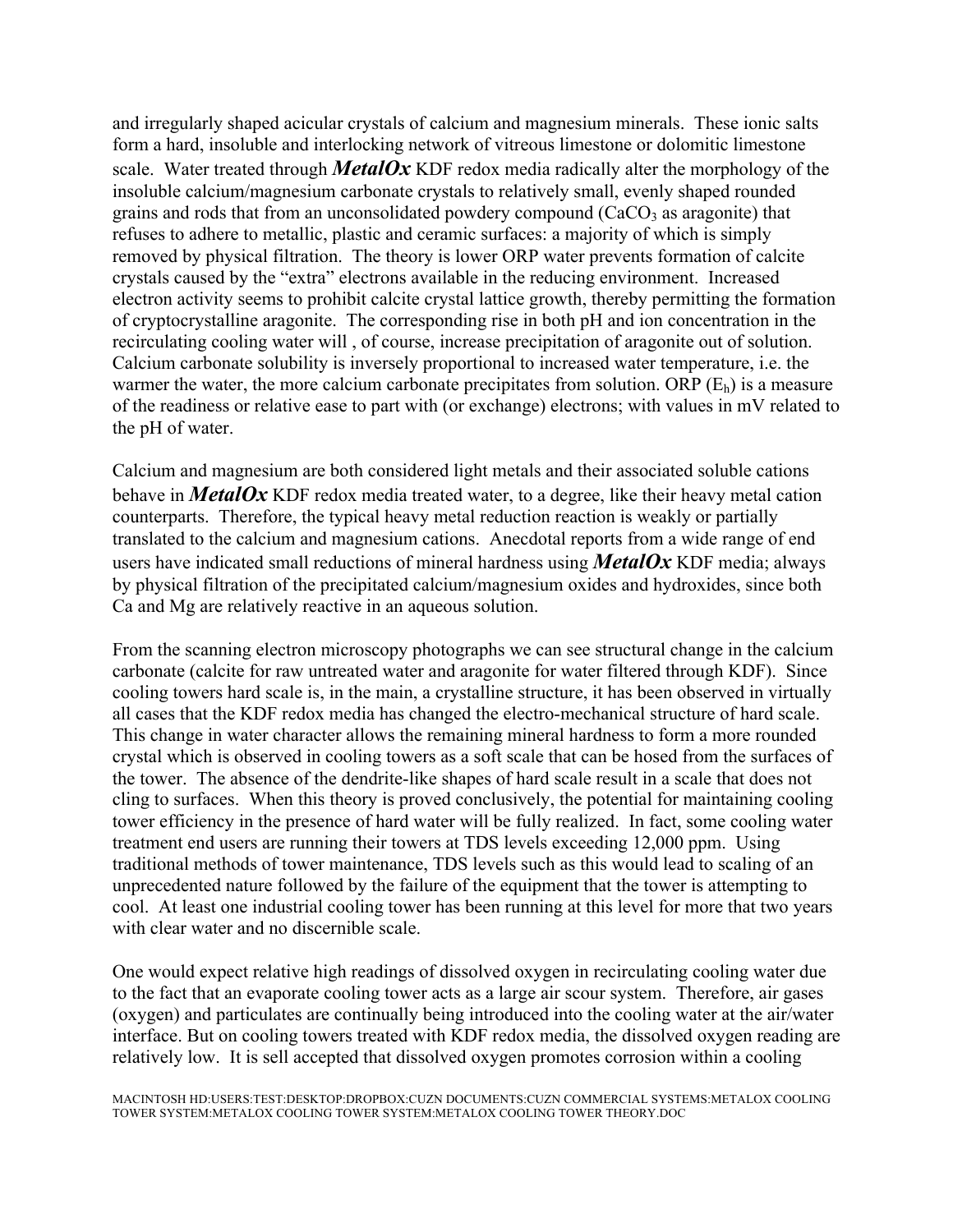and irregularly shaped acicular crystals of calcium and magnesium minerals. These ionic salts form a hard, insoluble and interlocking network of vitreous limestone or dolomitic limestone scale. Water treated through ***MetalOx*** KDF redox media radically alter the morphology of the insoluble calcium/magnesium carbonate crystals to relatively small, evenly shaped rounded grains and rods that from an unconsolidated powdery compound ($CaCO_3$ as aragonite) that refuses to adhere to metallic, plastic and ceramic surfaces: a majority of which is simply removed by physical filtration. The theory is lower ORP water prevents formation of calcite crystals caused by the "extra" electrons available in the reducing environment. Increased electron activity seems to prohibit calcite crystal lattice growth, thereby permitting the formation of cryptocrystalline aragonite. The corresponding rise in both pH and ion concentration in the recirculating cooling water will , of course, increase precipitation of aragonite out of solution. Calcium carbonate solubility is inversely proportional to increased water temperature, i.e. the warmer the water, the more calcium carbonate precipitates from solution. ORP ($E_h$) is a measure of the readiness or relative ease to part with (or exchange) electrons; with values in mV related to the pH of water.

Calcium and magnesium are both considered light metals and their associated soluble cations behave in ***MetalOx*** KDF redox media treated water, to a degree, like their heavy metal cation counterparts. Therefore, the typical heavy metal reduction reaction is weakly or partially translated to the calcium and magnesium cations. Anecdotal reports from a wide range of end users have indicated small reductions of mineral hardness using ***MetalOx*** KDF media; always by physical filtration of the precipitated calcium/magnesium oxides and hydroxides, since both Ca and Mg are relatively reactive in an aqueous solution.

From the scanning electron microscopy photographs we can see structural change in the calcium carbonate (calcite for raw untreated water and aragonite for water filtered through KDF). Since cooling towers hard scale is, in the main, a crystalline structure, it has been observed in virtually all cases that the KDF redox media has changed the electro-mechanical structure of hard scale. This change in water character allows the remaining mineral hardness to form a more rounded crystal which is observed in cooling towers as a soft scale that can be hosed from the surfaces of the tower. The absence of the dendrite-like shapes of hard scale result in a scale that does not cling to surfaces. When this theory is proved conclusively, the potential for maintaining cooling tower efficiency in the presence of hard water will be fully realized. In fact, some cooling water treatment end users are running their towers at TDS levels exceeding 12,000 ppm. Using traditional methods of tower maintenance, TDS levels such as this would lead to scaling of an unprecedented nature followed by the failure of the equipment that the tower is attempting to cool. At least one industrial cooling tower has been running at this level for more that two years with clear water and no discernible scale.

One would expect relative high readings of dissolved oxygen in recirculating cooling water due to the fact that an evaporate cooling tower acts as a large air scour system. Therefore, air gases (oxygen) and particulates are continually being introduced into the cooling water at the air/water interface. But on cooling towers treated with KDF redox media, the dissolved oxygen reading are relatively low. It is sell accepted that dissolved oxygen promotes corrosion within a cooling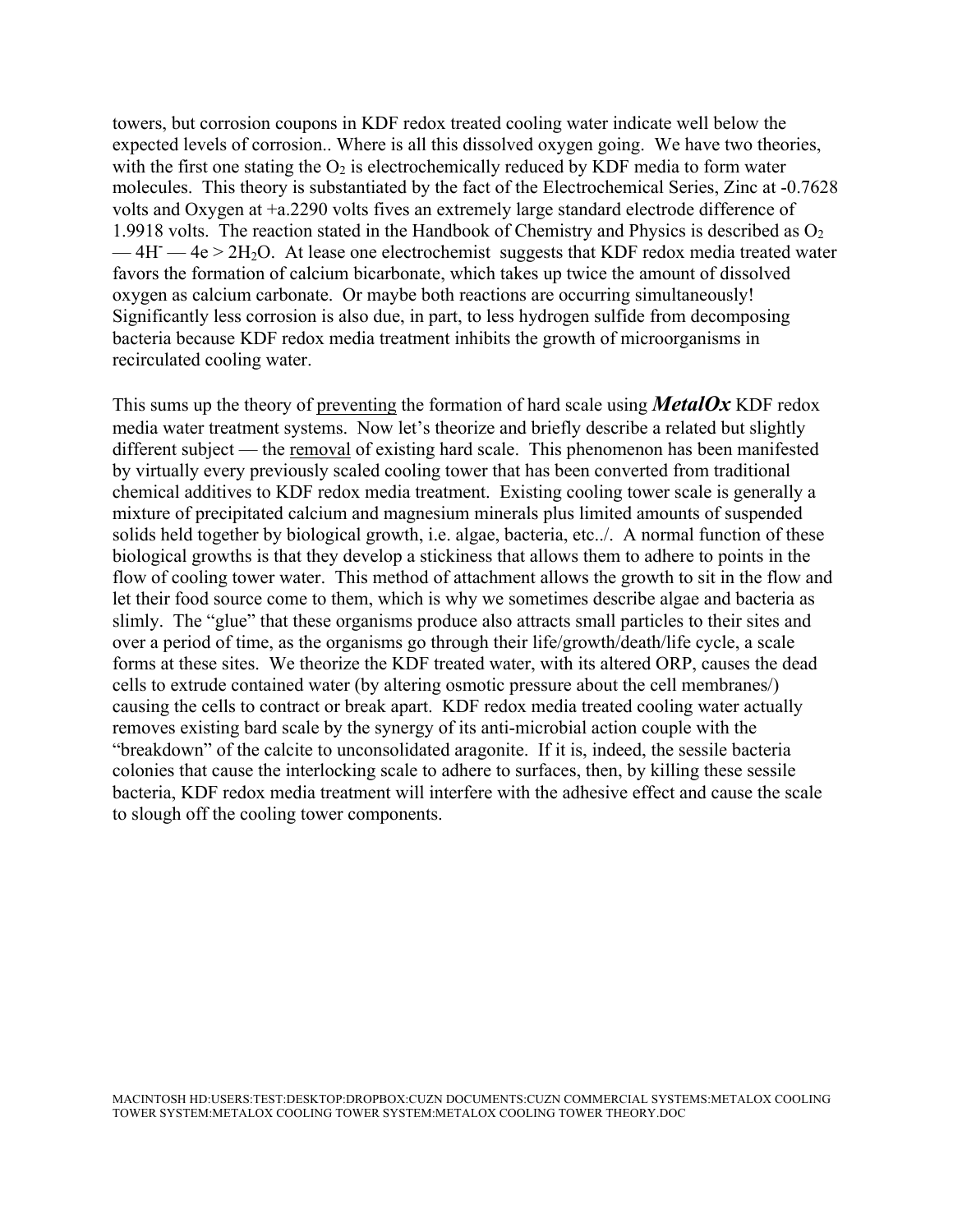towers, but corrosion coupons in KDF redox treated cooling water indicate well below the expected levels of corrosion.. Where is all this dissolved oxygen going. We have two theories, with the first one stating the $O_2$ is electrochemically reduced by KDF media to form water molecules. This theory is substantiated by the fact of the Electrochemical Series, Zinc at -0.7628 volts and Oxygen at +a.2290 volts fives an extremely large standard electrode difference of 1.9918 volts. The reaction stated in the Handbook of Chemistry and Physics is described as $O_2$ — $4H^-$ — 4e > $2H_2O$. At lease one electrochemist suggests that KDF redox media treated water favors the formation of calcium bicarbonate, which takes up twice the amount of dissolved oxygen as calcium carbonate. Or maybe both reactions are occurring simultaneously! Significantly less corrosion is also due, in part, to less hydrogen sulfide from decomposing bacteria because KDF redox media treatment inhibits the growth of microorganisms in recirculated cooling water.

This sums up the theory of preventing the formation of hard scale using ***MetalOx*** KDF redox media water treatment systems. Now let's theorize and briefly describe a related but slightly different subject — the removal of existing hard scale. This phenomenon has been manifested by virtually every previously scaled cooling tower that has been converted from traditional chemical additives to KDF redox media treatment. Existing cooling tower scale is generally a mixture of precipitated calcium and magnesium minerals plus limited amounts of suspended solids held together by biological growth, i.e. algae, bacteria, etc../. A normal function of these biological growths is that they develop a stickiness that allows them to adhere to points in the flow of cooling tower water. This method of attachment allows the growth to sit in the flow and let their food source come to them, which is why we sometimes describe algae and bacteria as slimly. The "glue" that these organisms produce also attracts small particles to their sites and over a period of time, as the organisms go through their life/growth/death/life cycle, a scale forms at these sites. We theorize the KDF treated water, with its altered ORP, causes the dead cells to extrude contained water (by altering osmotic pressure about the cell membranes/) causing the cells to contract or break apart. KDF redox media treated cooling water actually removes existing bard scale by the synergy of its anti-microbial action couple with the "breakdown" of the calcite to unconsolidated aragonite. If it is, indeed, the sessile bacteria colonies that cause the interlocking scale to adhere to surfaces, then, by killing these sessile bacteria, KDF redox media treatment will interfere with the adhesive effect and cause the scale to slough off the cooling tower components.